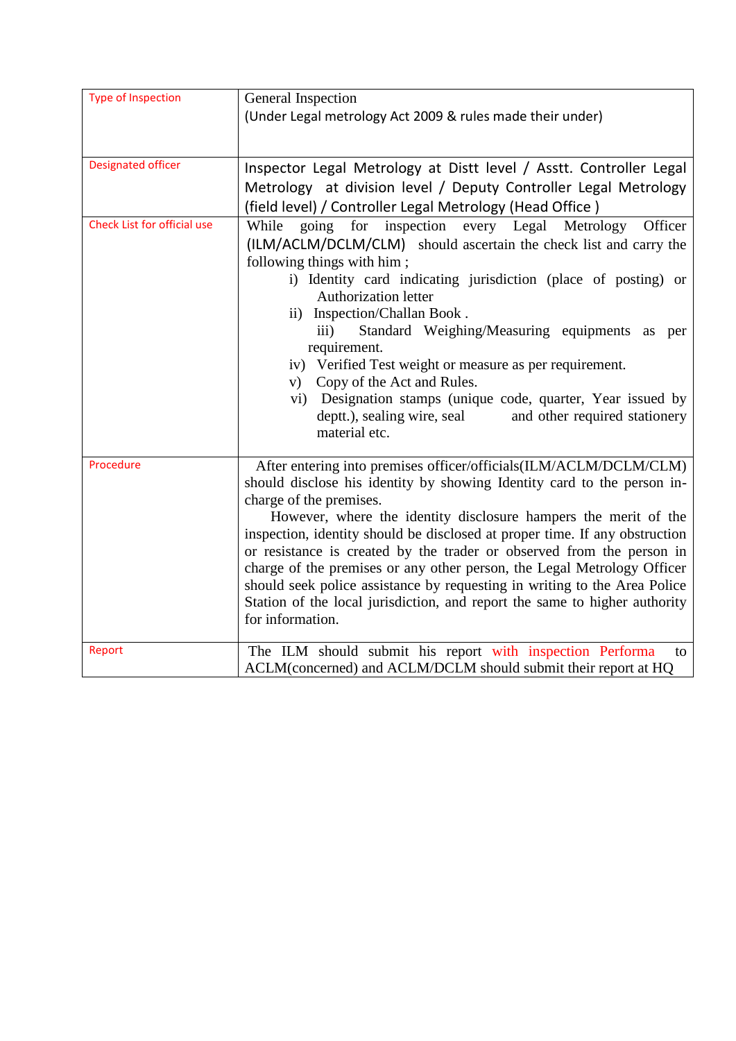| | |
|---|---|
| Type of Inspection | General Inspection<br>(Under Legal metrology Act 2009 & rules made their under) |
| Designated officer | Inspector Legal Metrology at Distt level / Asstt. Controller Legal Metrology at division level / Deputy Controller Legal Metrology (field level) / Controller Legal Metrology (Head Office ) |
| Check List for official use | While going for inspection every Legal Metrology Officer (ILM/ACLM/DCLM/CLM) should ascertain the check list and carry the following things with him ;<br>i) Identity card indicating jurisdiction (place of posting) or Authorization letter<br>ii) Inspection/Challan Book .<br>iii) Standard Weighing/Measuring equipments as per requirement.<br>iv) Verified Test weight or measure as per requirement.<br>v) Copy of the Act and Rules.<br>vi) Designation stamps (unique code, quarter, Year issued by deptt.), sealing wire, seal and other required stationery material etc. |
| Procedure | After entering into premises officer/officials(ILM/ACLM/DCLM/CLM) should disclose his identity by showing Identity card to the person in-charge of the premises.<br>However, where the identity disclosure hampers the merit of the inspection, identity should be disclosed at proper time. If any obstruction or resistance is created by the trader or observed from the person in charge of the premises or any other person, the Legal Metrology Officer should seek police assistance by requesting in writing to the Area Police Station of the local jurisdiction, and report the same to higher authority for information. |
| Report | The ILM should submit his report with inspection Performa to ACLM(concerned) and ACLM/DCLM should submit their report at HQ |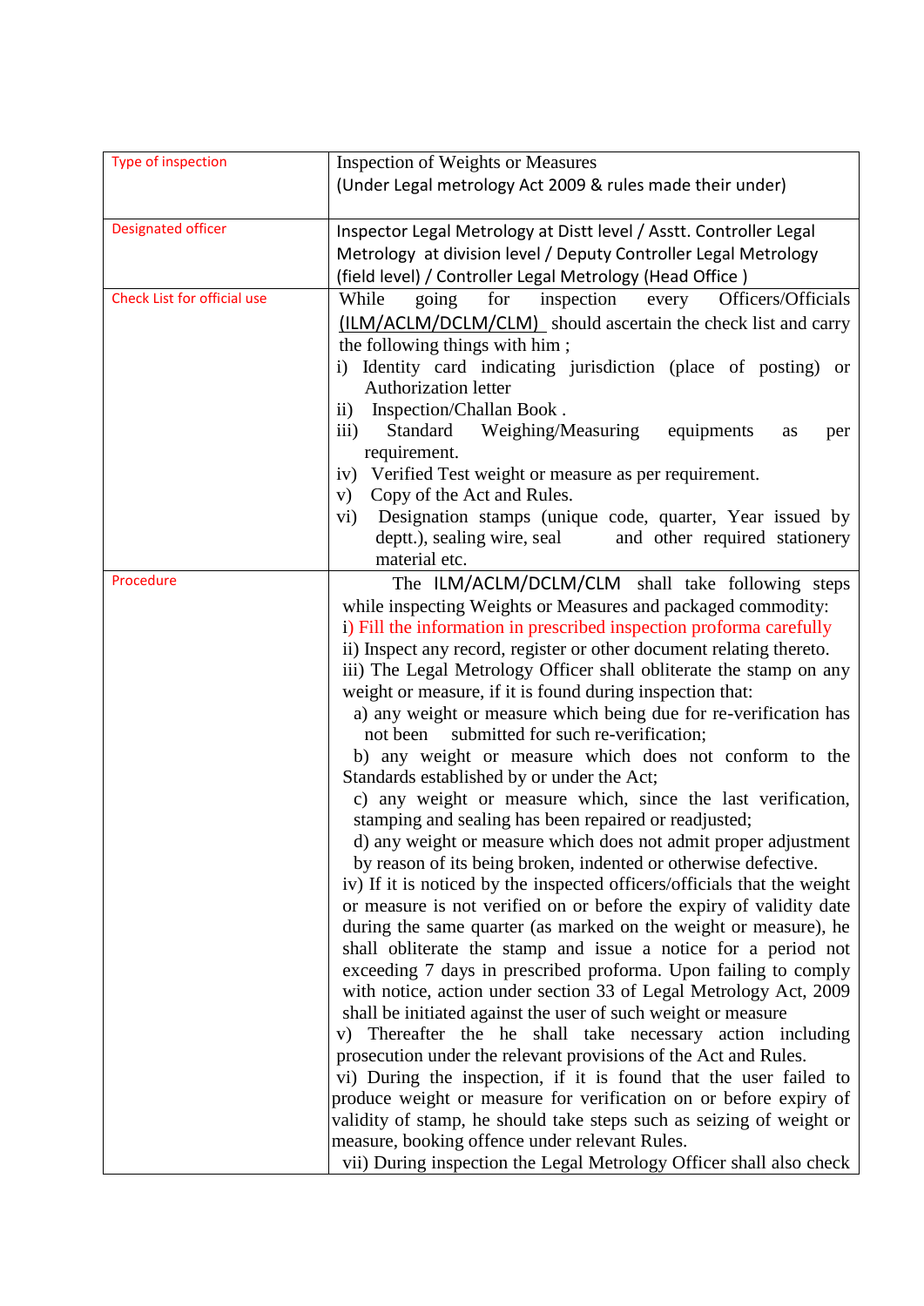| | |
|---|---|
| Type of inspection | Inspection of Weights or Measures<br>(Under Legal metrology Act 2009 & rules made their under) |
| Designated officer | Inspector Legal Metrology at Distt level / Asstt. Controller Legal Metrology at division level / Deputy Controller Legal Metrology (field level) / Controller Legal Metrology (Head Office ) |
| Check List for official use | While going for inspection every Officers/Officials (ILM/ACLM/DCLM/CLM) should ascertain the check list and carry the following things with him ;<br>i) Identity card indicating jurisdiction (place of posting) or Authorization letter<br>ii) Inspection/Challan Book .<br>iii) Standard Weighing/Measuring equipments as per requirement.<br>iv) Verified Test weight or measure as per requirement.<br>v) Copy of the Act and Rules.<br>vi) Designation stamps (unique code, quarter, Year issued by deptt.), sealing wire, seal and other required stationery material etc. |
| Procedure | The ILM/ACLM/DCLM/CLM shall take following steps while inspecting Weights or Measures and packaged commodity:<br>i) Fill the information in prescribed inspection proforma carefully<br>ii) Inspect any record, register or other document relating thereto.<br>iii) The Legal Metrology Officer shall obliterate the stamp on any weight or measure, if it is found during inspection that:<br>a) any weight or measure which being due for re-verification has not been submitted for such re-verification;<br>b) any weight or measure which does not conform to the Standards established by or under the Act;<br>c) any weight or measure which, since the last verification, stamping and sealing has been repaired or readjusted;<br>d) any weight or measure which does not admit proper adjustment by reason of its being broken, indented or otherwise defective.<br>iv) If it is noticed by the inspected officers/officials that the weight or measure is not verified on or before the expiry of validity date during the same quarter (as marked on the weight or measure), he shall obliterate the stamp and issue a notice for a period not exceeding 7 days in prescribed proforma. Upon failing to comply with notice, action under section 33 of Legal Metrology Act, 2009 shall be initiated against the user of such weight or measure<br>v) Thereafter the he shall take necessary action including prosecution under the relevant provisions of the Act and Rules.<br>vi) During the inspection, if it is found that the user failed to produce weight or measure for verification on or before expiry of validity of stamp, he should take steps such as seizing of weight or measure, booking offence under relevant Rules.<br>vii) During inspection the Legal Metrology Officer shall also check |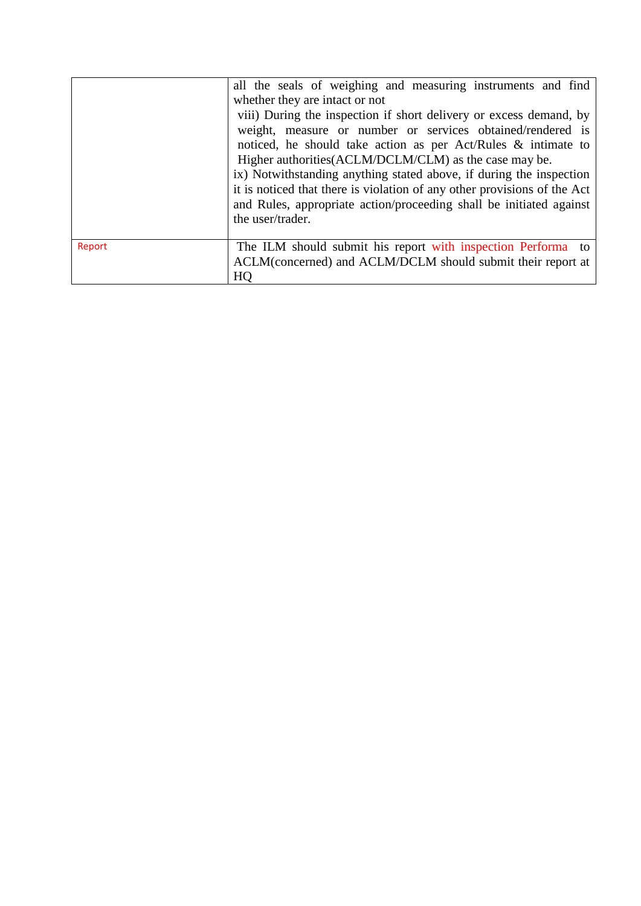| | |
|---|---|
| | all the seals of weighing and measuring instruments and find whether they are intact or not<br>viii) During the inspection if short delivery or excess demand, by weight, measure or number or services obtained/rendered is noticed, he should take action as per Act/Rules & intimate to Higher authorities(ACLM/DCLM/CLM) as the case may be.<br>ix) Notwithstanding anything stated above, if during the inspection it is noticed that there is violation of any other provisions of the Act and Rules, appropriate action/proceeding shall be initiated against the user/trader. |
| Report | The ILM should submit his report with inspection Performa to ACLM(concerned) and ACLM/DCLM should submit their report at HQ |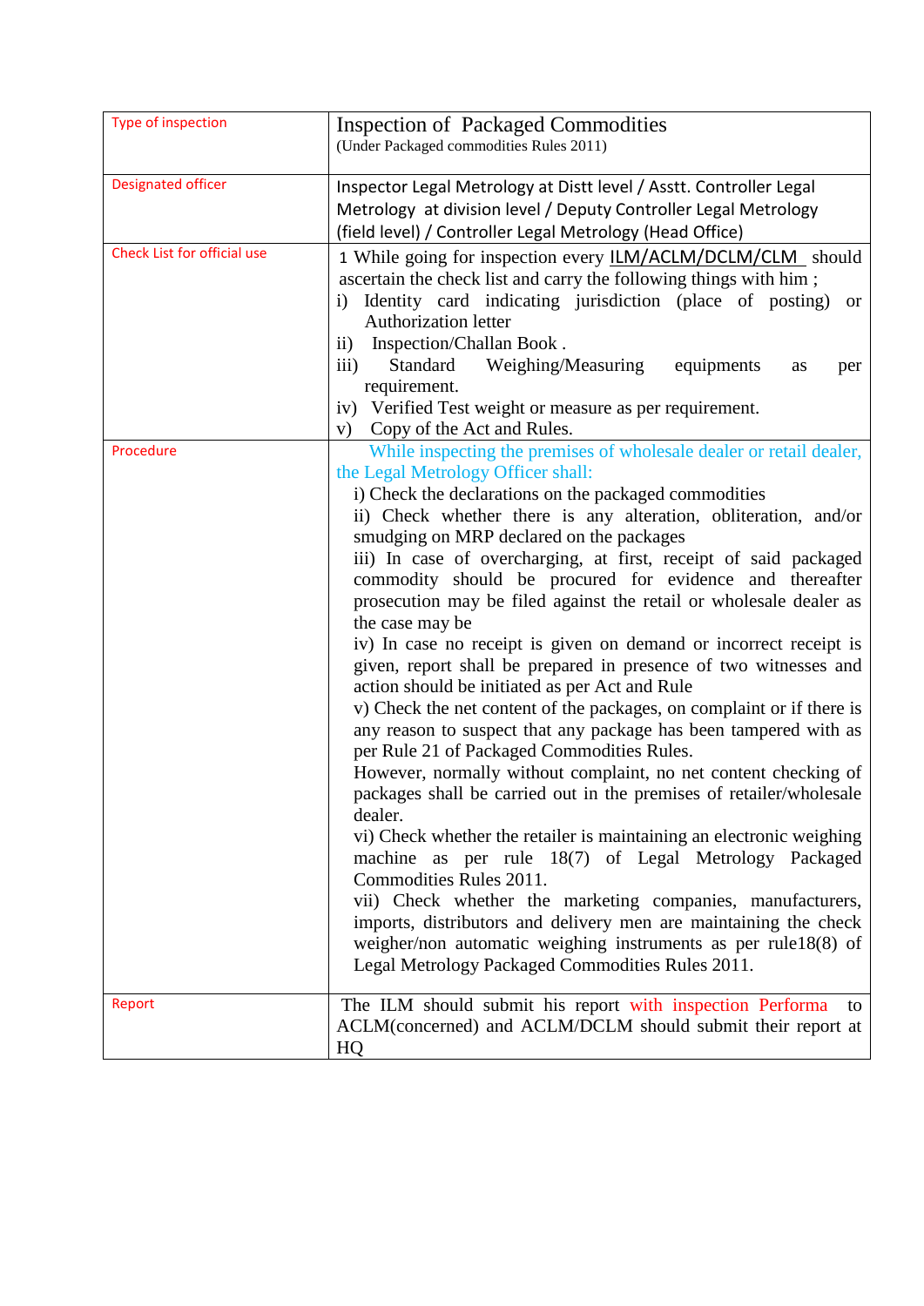| | |
|---|---|
| Type of inspection | Inspection of Packaged Commodities<br>(Under Packaged commodities Rules 2011) |
| Designated officer | Inspector Legal Metrology at Distt level / Asstt. Controller Legal Metrology at division level / Deputy Controller Legal Metrology (field level) / Controller Legal Metrology (Head Office) |
| Check List for official use | 1 While going for inspection every ILM/ACLM/DCLM/CLM should ascertain the check list and carry the following things with him ;<br>i) Identity card indicating jurisdiction (place of posting) or Authorization letter<br>ii) Inspection/Challan Book .<br>iii) Standard Weighing/Measuring equipments as per requirement.<br>iv) Verified Test weight or measure as per requirement.<br>v) Copy of the Act and Rules. |
| Procedure | While inspecting the premises of wholesale dealer or retail dealer, the Legal Metrology Officer shall:<br>i) Check the declarations on the packaged commodities<br>ii) Check whether there is any alteration, obliteration, and/or smudging on MRP declared on the packages<br>iii) In case of overcharging, at first, receipt of said packaged commodity should be procured for evidence and thereafter prosecution may be filed against the retail or wholesale dealer as the case may be<br>iv) In case no receipt is given on demand or incorrect receipt is given, report shall be prepared in presence of two witnesses and action should be initiated as per Act and Rule<br>v) Check the net content of the packages, on complaint or if there is any reason to suspect that any package has been tampered with as per Rule 21 of Packaged Commodities Rules.<br>However, normally without complaint, no net content checking of packages shall be carried out in the premises of retailer/wholesale dealer.<br>vi) Check whether the retailer is maintaining an electronic weighing machine as per rule 18(7) of Legal Metrology Packaged Commodities Rules 2011.<br>vii) Check whether the marketing companies, manufacturers, imports, distributors and delivery men are maintaining the check weigher/non automatic weighing instruments as per rule18(8) of Legal Metrology Packaged Commodities Rules 2011. |
| Report | The ILM should submit his report with inspection Performa to ACLM(concerned) and ACLM/DCLM should submit their report at HQ |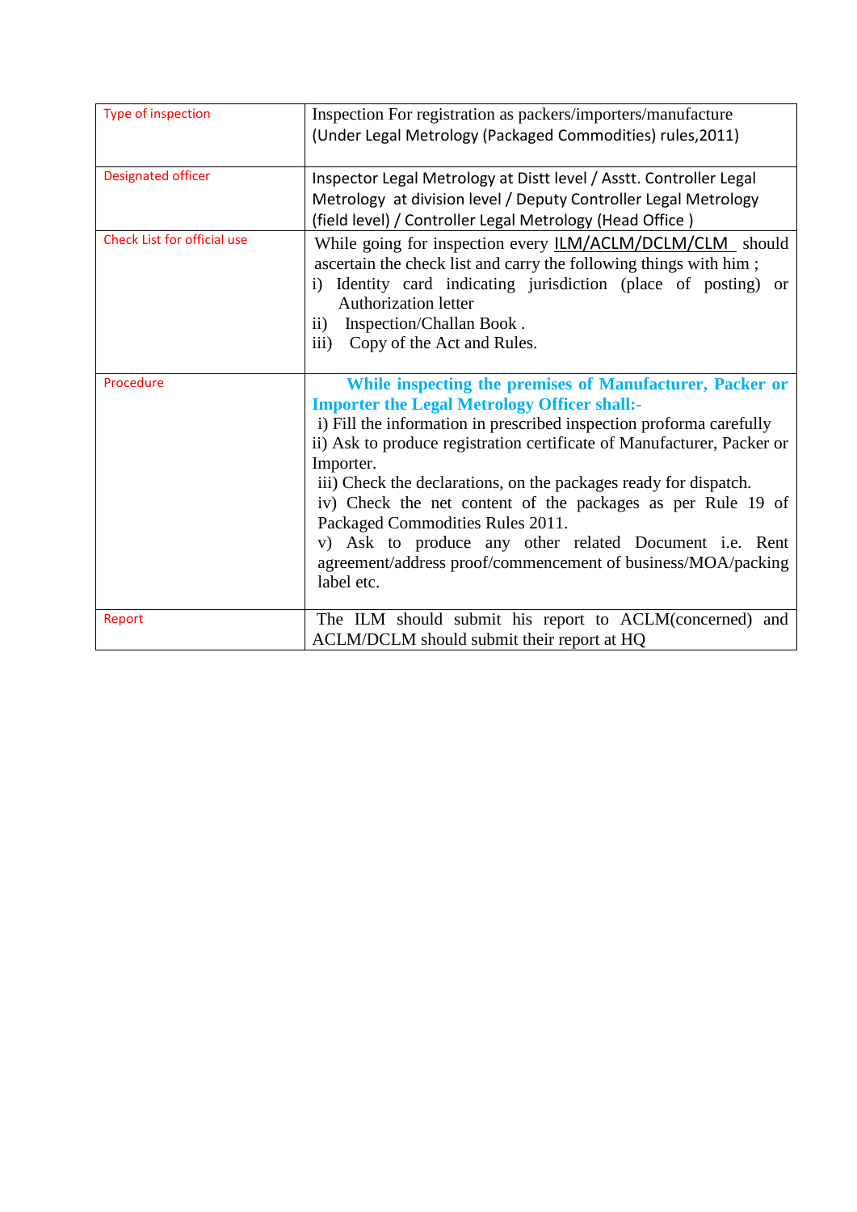| | |
|---|---|
| Type of inspection | Inspection For registration as packers/importers/manufacture (Under Legal Metrology (Packaged Commodities) rules,2011) |
| Designated officer | Inspector Legal Metrology at Distt level / Asstt. Controller Legal Metrology at division level / Deputy Controller Legal Metrology (field level) / Controller Legal Metrology (Head Office ) |
| Check List for official use | While going for inspection every ILM/ACLM/DCLM/CLM should ascertain the check list and carry the following things with him ;<br>i) Identity card indicating jurisdiction (place of posting) or Authorization letter<br>ii) Inspection/Challan Book .<br>iii) Copy of the Act and Rules. |
| Procedure | **While inspecting the premises of Manufacturer, Packer or Importer the Legal Metrology Officer shall:-**<br>i) Fill the information in prescribed inspection proforma carefully<br>ii) Ask to produce registration certificate of Manufacturer, Packer or Importer.<br>iii) Check the declarations, on the packages ready for dispatch.<br>iv) Check the net content of the packages as per Rule 19 of Packaged Commodities Rules 2011.<br>v) Ask to produce any other related Document i.e. Rent agreement/address proof/commencement of business/MOA/packing label etc. |
| Report | The ILM should submit his report to ACLM(concerned) and ACLM/DCLM should submit their report at HQ |